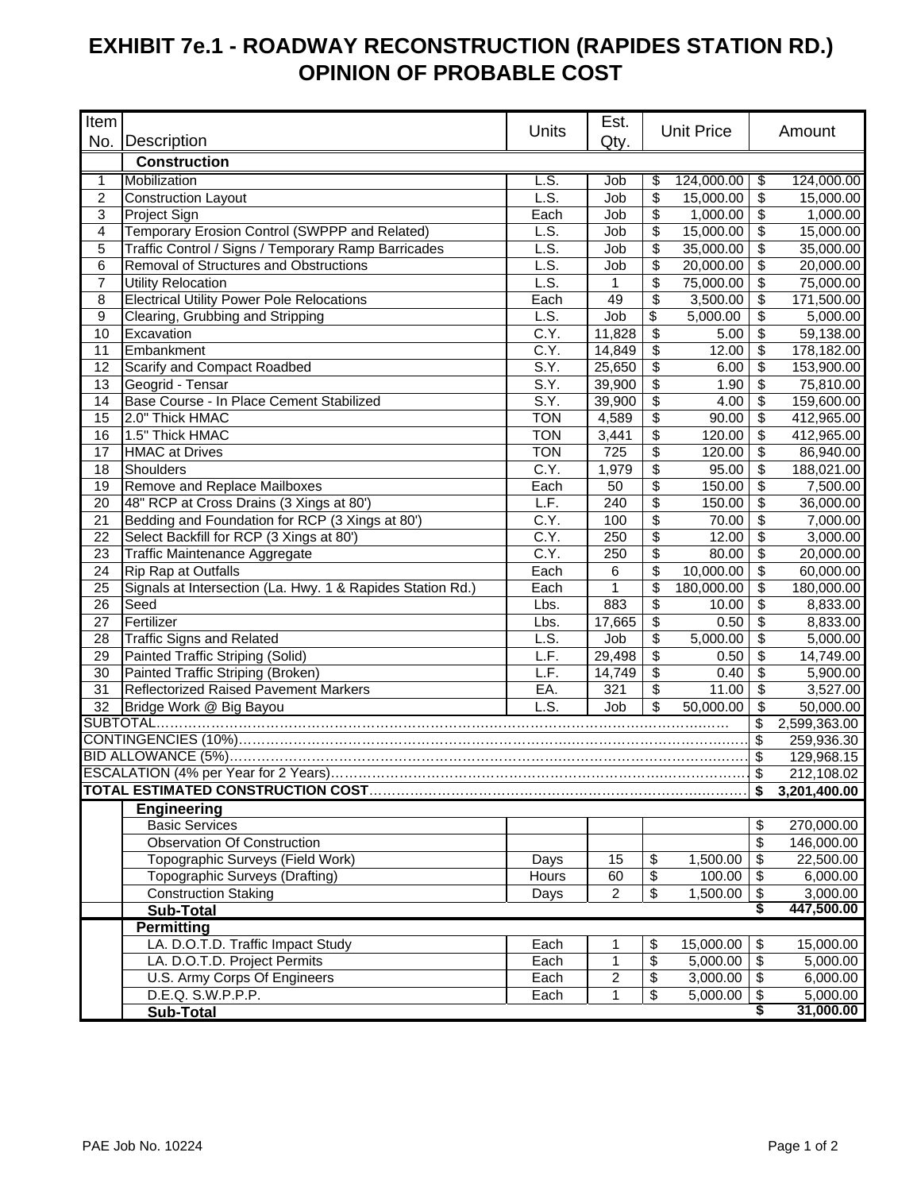# EXHIBIT 7e.1 - ROADWAY RECONSTRUCTION (RAPIDES STATION RD.)
# OPINION OF PROBABLE COST

| Item No. | Description | Units | Est. Qty. | Unit Price | Amount |
|---|---|---|---|---|---|
| | **Construction** | | | | |
| 1 | Mobilization | L.S. | Job | $ 124,000.00 | $ 124,000.00 |
| 2 | Construction Layout | L.S. | Job | $ 15,000.00 | $ 15,000.00 |
| 3 | Project Sign | Each | Job | $ 1,000.00 | $ 1,000.00 |
| 4 | Temporary Erosion Control (SWPPP and Related) | L.S. | Job | $ 15,000.00 | $ 15,000.00 |
| 5 | Traffic Control / Signs / Temporary Ramp Barricades | L.S. | Job | $ 35,000.00 | $ 35,000.00 |
| 6 | Removal of Structures and Obstructions | L.S. | Job | $ 20,000.00 | $ 20,000.00 |
| 7 | Utility Relocation | L.S. | 1 | $ 75,000.00 | $ 75,000.00 |
| 8 | Electrical Utility Power Pole Relocations | Each | 49 | $ 3,500.00 | $ 171,500.00 |
| 9 | Clearing, Grubbing and Stripping | L.S. | Job | $ 5,000.00 | $ 5,000.00 |
| 10 | Excavation | C.Y. | 11,828 | $ 5.00 | $ 59,138.00 |
| 11 | Embankment | C.Y. | 14,849 | $ 12.00 | $ 178,182.00 |
| 12 | Scarify and Compact Roadbed | S.Y. | 25,650 | $ 6.00 | $ 153,900.00 |
| 13 | Geogrid - Tensar | S.Y. | 39,900 | $ 1.90 | $ 75,810.00 |
| 14 | Base Course - In Place Cement Stabilized | S.Y. | 39,900 | $ 4.00 | $ 159,600.00 |
| 15 | 2.0" Thick HMAC | TON | 4,589 | $ 90.00 | $ 412,965.00 |
| 16 | 1.5" Thick HMAC | TON | 3,441 | $ 120.00 | $ 412,965.00 |
| 17 | HMAC at Drives | TON | 725 | $ 120.00 | $ 86,940.00 |
| 18 | Shoulders | C.Y. | 1,979 | $ 95.00 | $ 188,021.00 |
| 19 | Remove and Replace Mailboxes | Each | 50 | $ 150.00 | $ 7,500.00 |
| 20 | 48" RCP at Cross Drains (3 Xings at 80') | L.F. | 240 | $ 150.00 | $ 36,000.00 |
| 21 | Bedding and Foundation for RCP (3 Xings at 80') | C.Y. | 100 | $ 70.00 | $ 7,000.00 |
| 22 | Select Backfill for RCP (3 Xings at 80') | C.Y. | 250 | $ 12.00 | $ 3,000.00 |
| 23 | Traffic Maintenance Aggregate | C.Y. | 250 | $ 80.00 | $ 20,000.00 |
| 24 | Rip Rap at Outfalls | Each | 6 | $ 10,000.00 | $ 60,000.00 |
| 25 | Signals at Intersection (La. Hwy. 1 & Rapides Station Rd.) | Each | 1 | $ 180,000.00 | $ 180,000.00 |
| 26 | Seed | Lbs. | 883 | $ 10.00 | $ 8,833.00 |
| 27 | Fertilizer | Lbs. | 17,665 | $ 0.50 | $ 8,833.00 |
| 28 | Traffic Signs and Related | L.S. | Job | $ 5,000.00 | $ 5,000.00 |
| 29 | Painted Traffic Striping (Solid) | L.F. | 29,498 | $ 0.50 | $ 14,749.00 |
| 30 | Painted Traffic Striping (Broken) | L.F. | 14,749 | $ 0.40 | $ 5,900.00 |
| 31 | Reflectorized Raised Pavement Markers | EA. | 321 | $ 11.00 | $ 3,527.00 |
| 32 | Bridge Work @ Big Bayou | L.S. | Job | $ 50,000.00 | $ 50,000.00 |
| SUBTOTAL | | | | | $ 2,599,363.00 |
| CONTINGENCIES (10%) | | | | | $ 259,936.30 |
| BID ALLOWANCE (5%) | | | | | $ 129,968.15 |
| ESCALATION (4% per Year for 2 Years) | | | | | $ 212,108.02 |
| **TOTAL ESTIMATED CONSTRUCTION COST** | | | | | **$ 3,201,400.00** |
| | **Engineering** | | | | |
| | Basic Services | | | | $ 270,000.00 |
| | Observation Of Construction | | | | $ 146,000.00 |
| | Topographic Surveys (Field Work) | Days | 15 | $ 1,500.00 | $ 22,500.00 |
| | Topographic Surveys (Drafting) | Hours | 60 | $ 100.00 | $ 6,000.00 |
| | Construction Staking | Days | 2 | $ 1,500.00 | $ 3,000.00 |
| | **Sub-Total** | | | | **$ 447,500.00** |
| | **Permitting** | | | | |
| | LA. D.O.T.D. Traffic Impact Study | Each | 1 | $ 15,000.00 | $ 15,000.00 |
| | LA. D.O.T.D. Project Permits | Each | 1 | $ 5,000.00 | $ 5,000.00 |
| | U.S. Army Corps Of Engineers | Each | 2 | $ 3,000.00 | $ 6,000.00 |
| | D.E.Q. S.W.P.P.P. | Each | 1 | $ 5,000.00 | $ 5,000.00 |
| | **Sub-Total** | | | | **$ 31,000.00** |

PAE Job No. 10224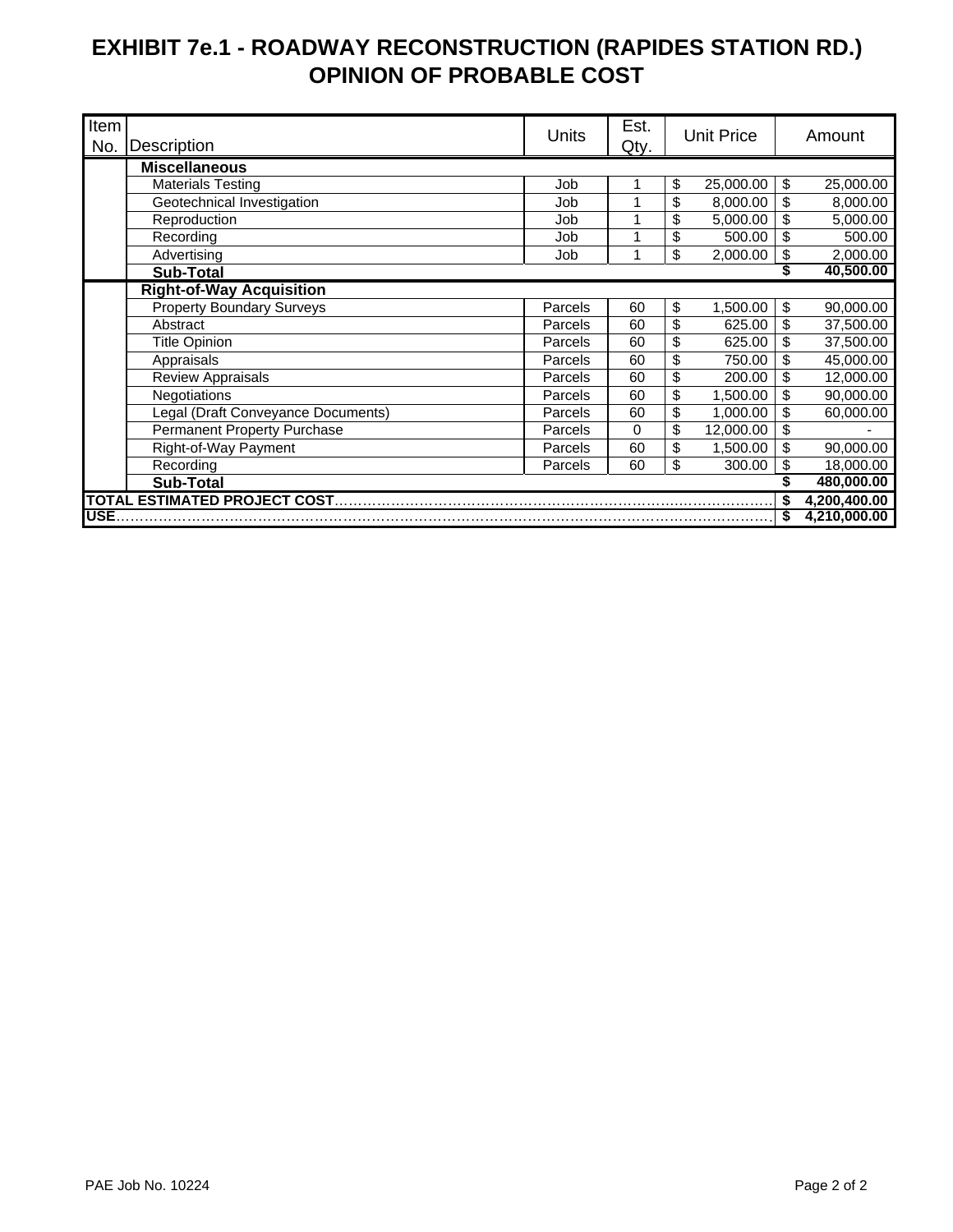# EXHIBIT 7e.1 - ROADWAY RECONSTRUCTION (RAPIDES STATION RD.) OPINION OF PROBABLE COST

| Item No. | Description | Units | Est. Qty. | Unit Price | Amount |
|---|---|---|---|---|---|
| | **Miscellaneous** | | | | |
| | Materials Testing | Job | 1 | $ 25,000.00 | $ 25,000.00 |
| | Geotechnical Investigation | Job | 1 | $ 8,000.00 | $ 8,000.00 |
| | Reproduction | Job | 1 | $ 5,000.00 | $ 5,000.00 |
| | Recording | Job | 1 | $ 500.00 | $ 500.00 |
| | Advertising | Job | 1 | $ 2,000.00 | $ 2,000.00 |
| | **Sub-Total** | | | | **$ 40,500.00** |
| | **Right-of-Way Acquisition** | | | | |
| | Property Boundary Surveys | Parcels | 60 | $ 1,500.00 | $ 90,000.00 |
| | Abstract | Parcels | 60 | $ 625.00 | $ 37,500.00 |
| | Title Opinion | Parcels | 60 | $ 625.00 | $ 37,500.00 |
| | Appraisals | Parcels | 60 | $ 750.00 | $ 45,000.00 |
| | Review Appraisals | Parcels | 60 | $ 200.00 | $ 12,000.00 |
| | Negotiations | Parcels | 60 | $ 1,500.00 | $ 90,000.00 |
| | Legal (Draft Conveyance Documents) | Parcels | 60 | $ 1,000.00 | $ 60,000.00 |
| | Permanent Property Purchase | Parcels | 0 | $ 12,000.00 | $ - |
| | Right-of-Way Payment | Parcels | 60 | $ 1,500.00 | $ 90,000.00 |
| | Recording | Parcels | 60 | $ 300.00 | $ 18,000.00 |
| | **Sub-Total** | | | | **$ 480,000.00** |
| **TOTAL ESTIMATED PROJECT COST** | | | | | **$ 4,200,400.00** |
| **USE** | | | | | **$ 4,210,000.00** |

PAE Job No. 10224